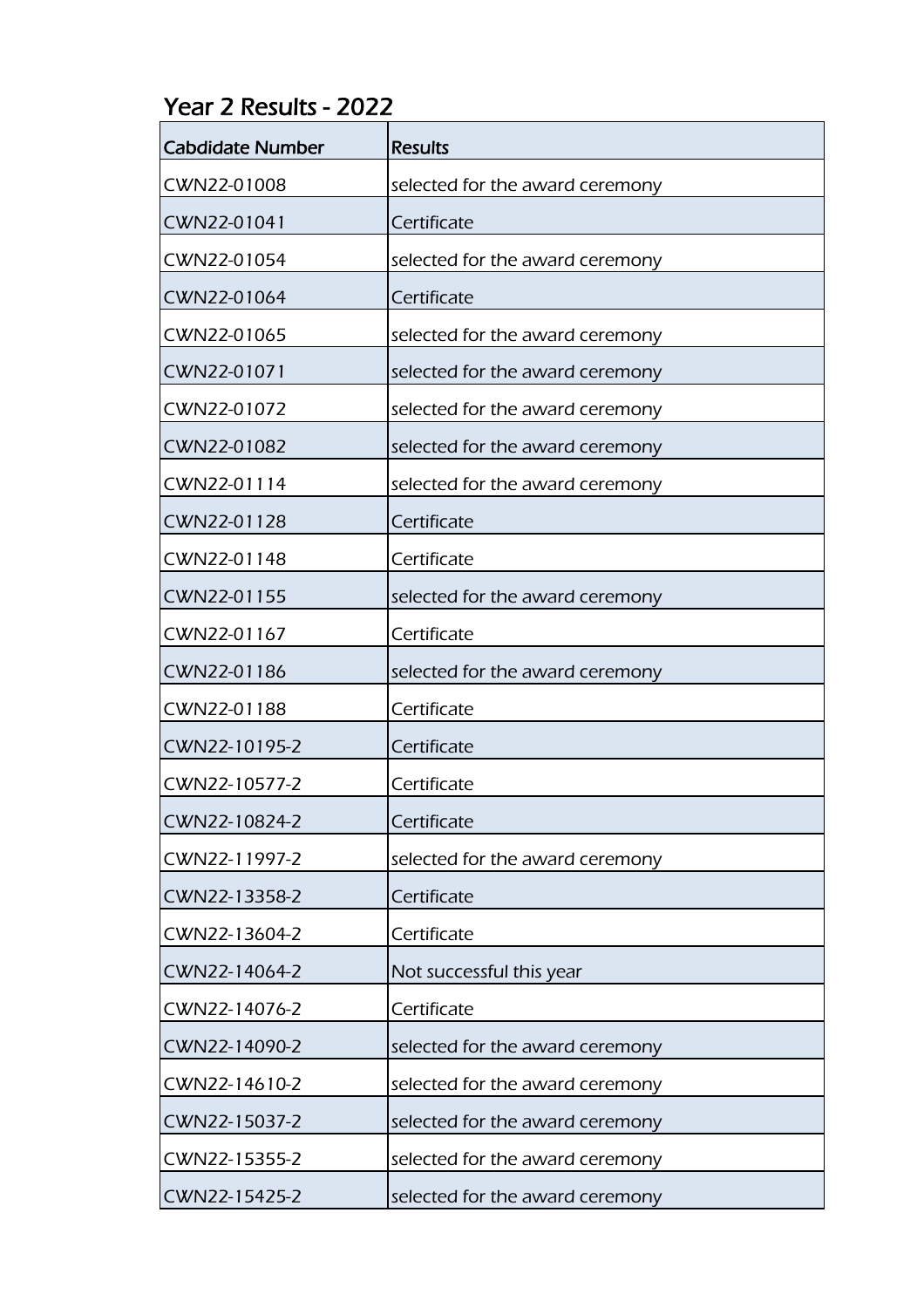## Year 2 Results - 2022

| Cabdidate Number | Results |
|---|---|
| CWN22-01008 | selected for the award ceremony |
| CWN22-01041 | Certificate |
| CWN22-01054 | selected for the award ceremony |
| CWN22-01064 | Certificate |
| CWN22-01065 | selected for the award ceremony |
| CWN22-01071 | selected for the award ceremony |
| CWN22-01072 | selected for the award ceremony |
| CWN22-01082 | selected for the award ceremony |
| CWN22-01114 | selected for the award ceremony |
| CWN22-01128 | Certificate |
| CWN22-01148 | Certificate |
| CWN22-01155 | selected for the award ceremony |
| CWN22-01167 | Certificate |
| CWN22-01186 | selected for the award ceremony |
| CWN22-01188 | Certificate |
| CWN22-10195-2 | Certificate |
| CWN22-10577-2 | Certificate |
| CWN22-10824-2 | Certificate |
| CWN22-11997-2 | selected for the award ceremony |
| CWN22-13358-2 | Certificate |
| CWN22-13604-2 | Certificate |
| CWN22-14064-2 | Not successful this year |
| CWN22-14076-2 | Certificate |
| CWN22-14090-2 | selected for the award ceremony |
| CWN22-14610-2 | selected for the award ceremony |
| CWN22-15037-2 | selected for the award ceremony |
| CWN22-15355-2 | selected for the award ceremony |
| CWN22-15425-2 | selected for the award ceremony |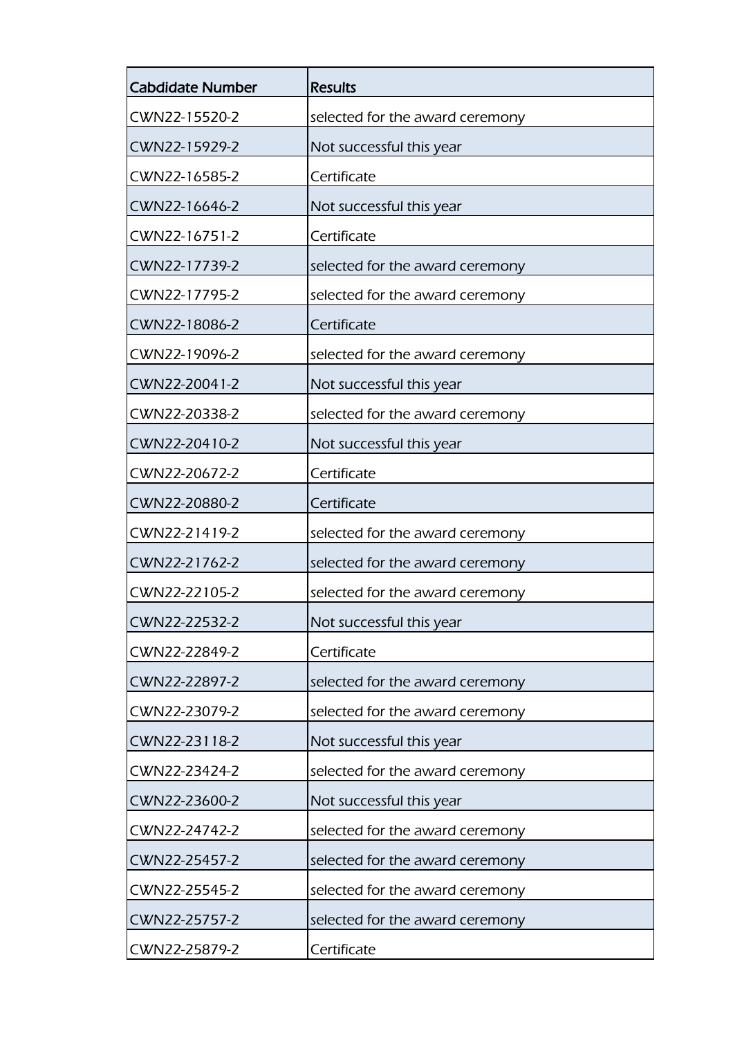| Cabdidate Number | Results |
| --- | --- |
| CWN22-15520-2 | selected for the award ceremony |
| CWN22-15929-2 | Not successful this year |
| CWN22-16585-2 | Certificate |
| CWN22-16646-2 | Not successful this year |
| CWN22-16751-2 | Certificate |
| CWN22-17739-2 | selected for the award ceremony |
| CWN22-17795-2 | selected for the award ceremony |
| CWN22-18086-2 | Certificate |
| CWN22-19096-2 | selected for the award ceremony |
| CWN22-20041-2 | Not successful this year |
| CWN22-20338-2 | selected for the award ceremony |
| CWN22-20410-2 | Not successful this year |
| CWN22-20672-2 | Certificate |
| CWN22-20880-2 | Certificate |
| CWN22-21419-2 | selected for the award ceremony |
| CWN22-21762-2 | selected for the award ceremony |
| CWN22-22105-2 | selected for the award ceremony |
| CWN22-22532-2 | Not successful this year |
| CWN22-22849-2 | Certificate |
| CWN22-22897-2 | selected for the award ceremony |
| CWN22-23079-2 | selected for the award ceremony |
| CWN22-23118-2 | Not successful this year |
| CWN22-23424-2 | selected for the award ceremony |
| CWN22-23600-2 | Not successful this year |
| CWN22-24742-2 | selected for the award ceremony |
| CWN22-25457-2 | selected for the award ceremony |
| CWN22-25545-2 | selected for the award ceremony |
| CWN22-25757-2 | selected for the award ceremony |
| CWN22-25879-2 | Certificate |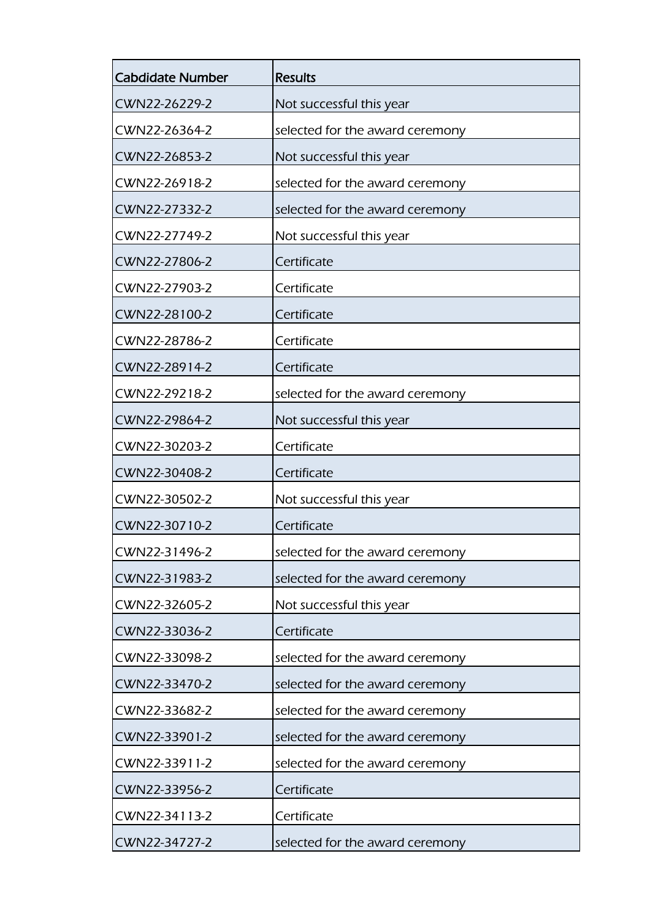| Cabdidate Number | Results |
|---|---|
| CWN22-26229-2 | Not successful this year |
| CWN22-26364-2 | selected for the award ceremony |
| CWN22-26853-2 | Not successful this year |
| CWN22-26918-2 | selected for the award ceremony |
| CWN22-27332-2 | selected for the award ceremony |
| CWN22-27749-2 | Not successful this year |
| CWN22-27806-2 | Certificate |
| CWN22-27903-2 | Certificate |
| CWN22-28100-2 | Certificate |
| CWN22-28786-2 | Certificate |
| CWN22-28914-2 | Certificate |
| CWN22-29218-2 | selected for the award ceremony |
| CWN22-29864-2 | Not successful this year |
| CWN22-30203-2 | Certificate |
| CWN22-30408-2 | Certificate |
| CWN22-30502-2 | Not successful this year |
| CWN22-30710-2 | Certificate |
| CWN22-31496-2 | selected for the award ceremony |
| CWN22-31983-2 | selected for the award ceremony |
| CWN22-32605-2 | Not successful this year |
| CWN22-33036-2 | Certificate |
| CWN22-33098-2 | selected for the award ceremony |
| CWN22-33470-2 | selected for the award ceremony |
| CWN22-33682-2 | selected for the award ceremony |
| CWN22-33901-2 | selected for the award ceremony |
| CWN22-33911-2 | selected for the award ceremony |
| CWN22-33956-2 | Certificate |
| CWN22-34113-2 | Certificate |
| CWN22-34727-2 | selected for the award ceremony |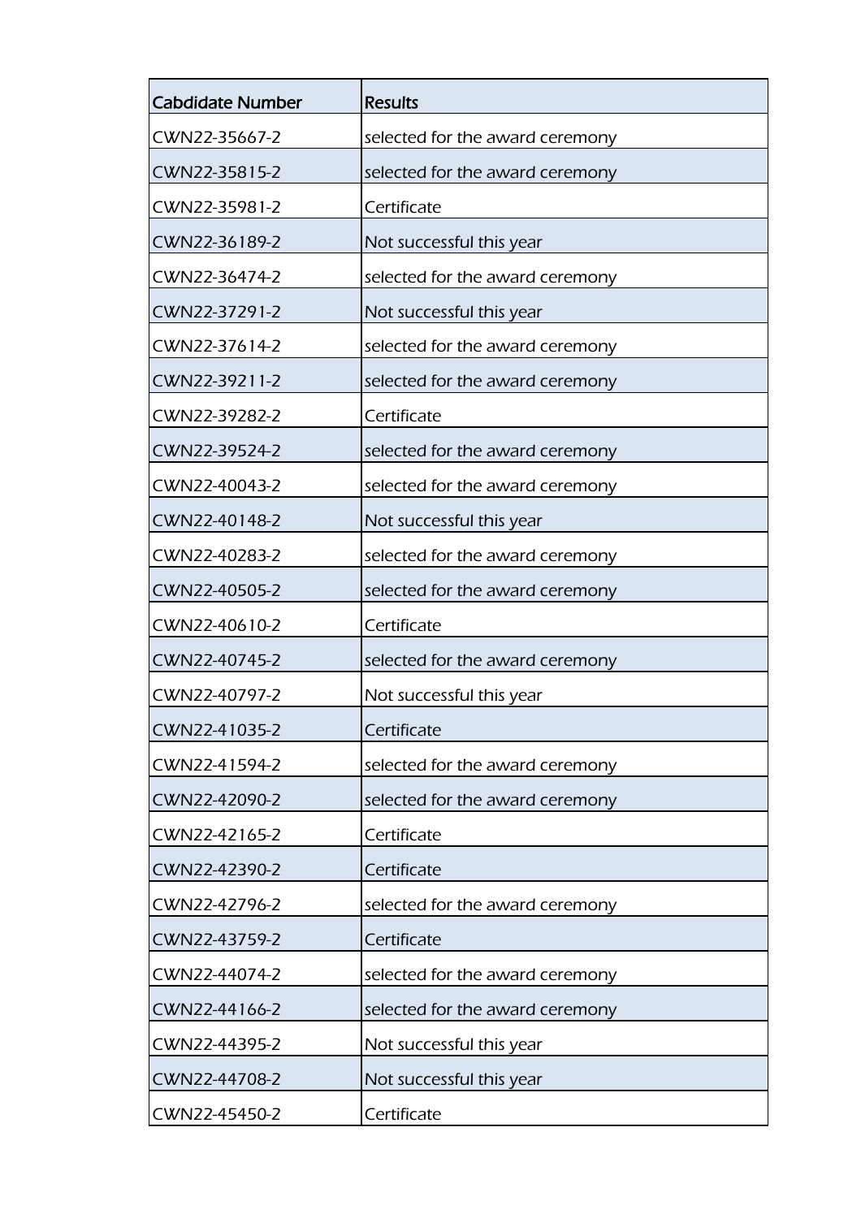| Cabdidate Number | Results |
| --- | --- |
| CWN22-35667-2 | selected for the award ceremony |
| CWN22-35815-2 | selected for the award ceremony |
| CWN22-35981-2 | Certificate |
| CWN22-36189-2 | Not successful this year |
| CWN22-36474-2 | selected for the award ceremony |
| CWN22-37291-2 | Not successful this year |
| CWN22-37614-2 | selected for the award ceremony |
| CWN22-39211-2 | selected for the award ceremony |
| CWN22-39282-2 | Certificate |
| CWN22-39524-2 | selected for the award ceremony |
| CWN22-40043-2 | selected for the award ceremony |
| CWN22-40148-2 | Not successful this year |
| CWN22-40283-2 | selected for the award ceremony |
| CWN22-40505-2 | selected for the award ceremony |
| CWN22-40610-2 | Certificate |
| CWN22-40745-2 | selected for the award ceremony |
| CWN22-40797-2 | Not successful this year |
| CWN22-41035-2 | Certificate |
| CWN22-41594-2 | selected for the award ceremony |
| CWN22-42090-2 | selected for the award ceremony |
| CWN22-42165-2 | Certificate |
| CWN22-42390-2 | Certificate |
| CWN22-42796-2 | selected for the award ceremony |
| CWN22-43759-2 | Certificate |
| CWN22-44074-2 | selected for the award ceremony |
| CWN22-44166-2 | selected for the award ceremony |
| CWN22-44395-2 | Not successful this year |
| CWN22-44708-2 | Not successful this year |
| CWN22-45450-2 | Certificate |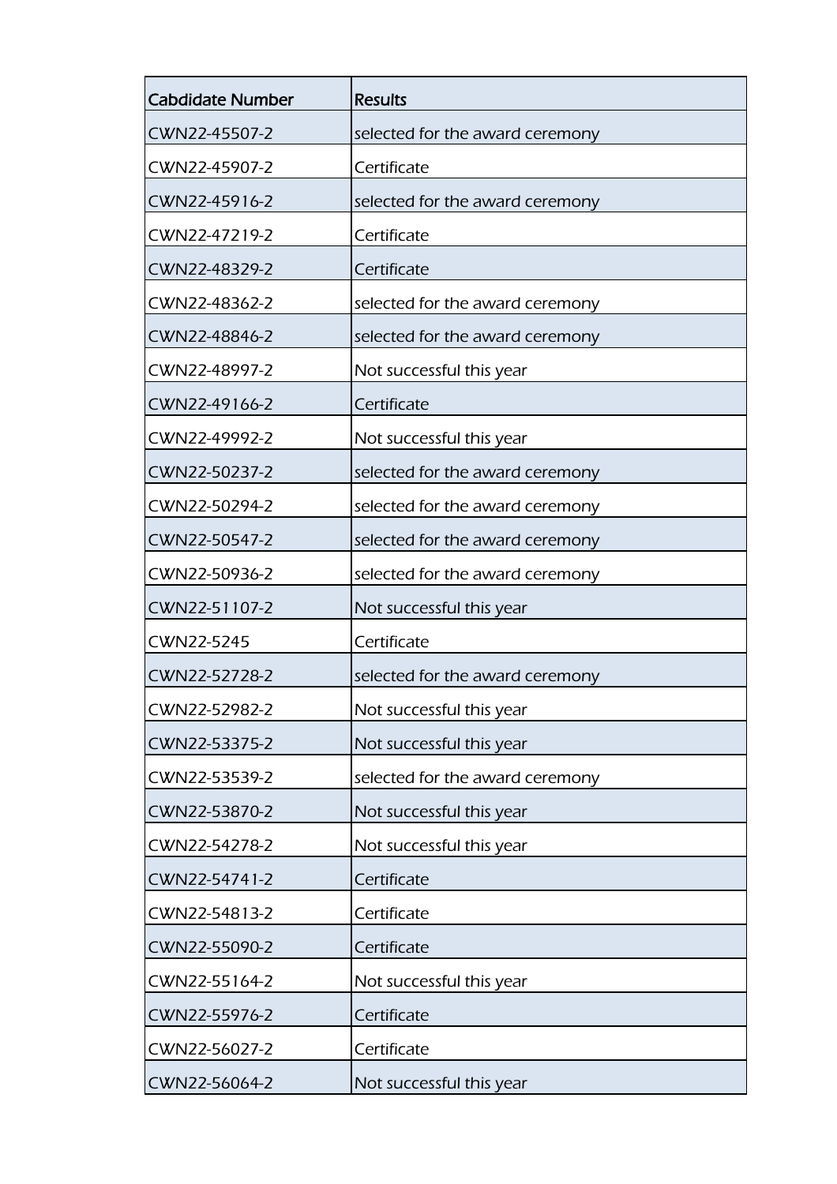| Cabdidate Number | Results |
| --- | --- |
| CWN22-45507-2 | selected for the award ceremony |
| CWN22-45907-2 | Certificate |
| CWN22-45916-2 | selected for the award ceremony |
| CWN22-47219-2 | Certificate |
| CWN22-48329-2 | Certificate |
| CWN22-48362-2 | selected for the award ceremony |
| CWN22-48846-2 | selected for the award ceremony |
| CWN22-48997-2 | Not successful this year |
| CWN22-49166-2 | Certificate |
| CWN22-49992-2 | Not successful this year |
| CWN22-50237-2 | selected for the award ceremony |
| CWN22-50294-2 | selected for the award ceremony |
| CWN22-50547-2 | selected for the award ceremony |
| CWN22-50936-2 | selected for the award ceremony |
| CWN22-51107-2 | Not successful this year |
| CWN22-5245 | Certificate |
| CWN22-52728-2 | selected for the award ceremony |
| CWN22-52982-2 | Not successful this year |
| CWN22-53375-2 | Not successful this year |
| CWN22-53539-2 | selected for the award ceremony |
| CWN22-53870-2 | Not successful this year |
| CWN22-54278-2 | Not successful this year |
| CWN22-54741-2 | Certificate |
| CWN22-54813-2 | Certificate |
| CWN22-55090-2 | Certificate |
| CWN22-55164-2 | Not successful this year |
| CWN22-55976-2 | Certificate |
| CWN22-56027-2 | Certificate |
| CWN22-56064-2 | Not successful this year |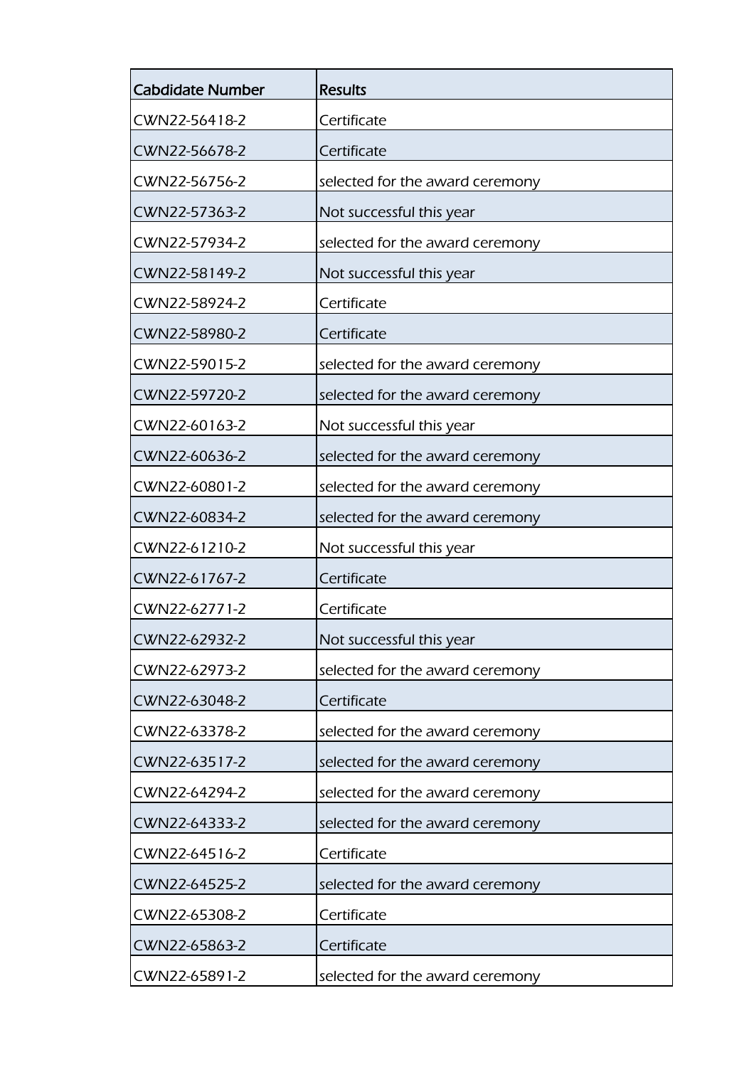| Cabdidate Number | Results |
| --- | --- |
| CWN22-56418-2 | Certificate |
| CWN22-56678-2 | Certificate |
| CWN22-56756-2 | selected for the award ceremony |
| CWN22-57363-2 | Not successful this year |
| CWN22-57934-2 | selected for the award ceremony |
| CWN22-58149-2 | Not successful this year |
| CWN22-58924-2 | Certificate |
| CWN22-58980-2 | Certificate |
| CWN22-59015-2 | selected for the award ceremony |
| CWN22-59720-2 | selected for the award ceremony |
| CWN22-60163-2 | Not successful this year |
| CWN22-60636-2 | selected for the award ceremony |
| CWN22-60801-2 | selected for the award ceremony |
| CWN22-60834-2 | selected for the award ceremony |
| CWN22-61210-2 | Not successful this year |
| CWN22-61767-2 | Certificate |
| CWN22-62771-2 | Certificate |
| CWN22-62932-2 | Not successful this year |
| CWN22-62973-2 | selected for the award ceremony |
| CWN22-63048-2 | Certificate |
| CWN22-63378-2 | selected for the award ceremony |
| CWN22-63517-2 | selected for the award ceremony |
| CWN22-64294-2 | selected for the award ceremony |
| CWN22-64333-2 | selected for the award ceremony |
| CWN22-64516-2 | Certificate |
| CWN22-64525-2 | selected for the award ceremony |
| CWN22-65308-2 | Certificate |
| CWN22-65863-2 | Certificate |
| CWN22-65891-2 | selected for the award ceremony |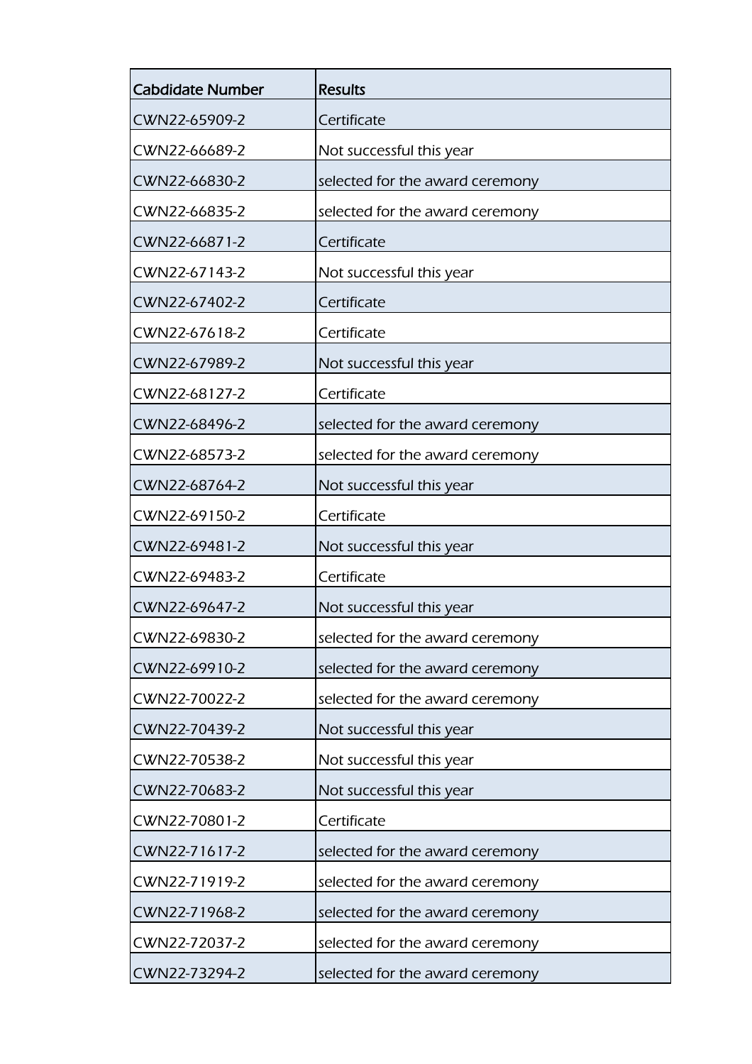| Cabdidate Number | Results |
|---|---|
| CWN22-65909-2 | Certificate |
| CWN22-66689-2 | Not successful this year |
| CWN22-66830-2 | selected for the award ceremony |
| CWN22-66835-2 | selected for the award ceremony |
| CWN22-66871-2 | Certificate |
| CWN22-67143-2 | Not successful this year |
| CWN22-67402-2 | Certificate |
| CWN22-67618-2 | Certificate |
| CWN22-67989-2 | Not successful this year |
| CWN22-68127-2 | Certificate |
| CWN22-68496-2 | selected for the award ceremony |
| CWN22-68573-2 | selected for the award ceremony |
| CWN22-68764-2 | Not successful this year |
| CWN22-69150-2 | Certificate |
| CWN22-69481-2 | Not successful this year |
| CWN22-69483-2 | Certificate |
| CWN22-69647-2 | Not successful this year |
| CWN22-69830-2 | selected for the award ceremony |
| CWN22-69910-2 | selected for the award ceremony |
| CWN22-70022-2 | selected for the award ceremony |
| CWN22-70439-2 | Not successful this year |
| CWN22-70538-2 | Not successful this year |
| CWN22-70683-2 | Not successful this year |
| CWN22-70801-2 | Certificate |
| CWN22-71617-2 | selected for the award ceremony |
| CWN22-71919-2 | selected for the award ceremony |
| CWN22-71968-2 | selected for the award ceremony |
| CWN22-72037-2 | selected for the award ceremony |
| CWN22-73294-2 | selected for the award ceremony |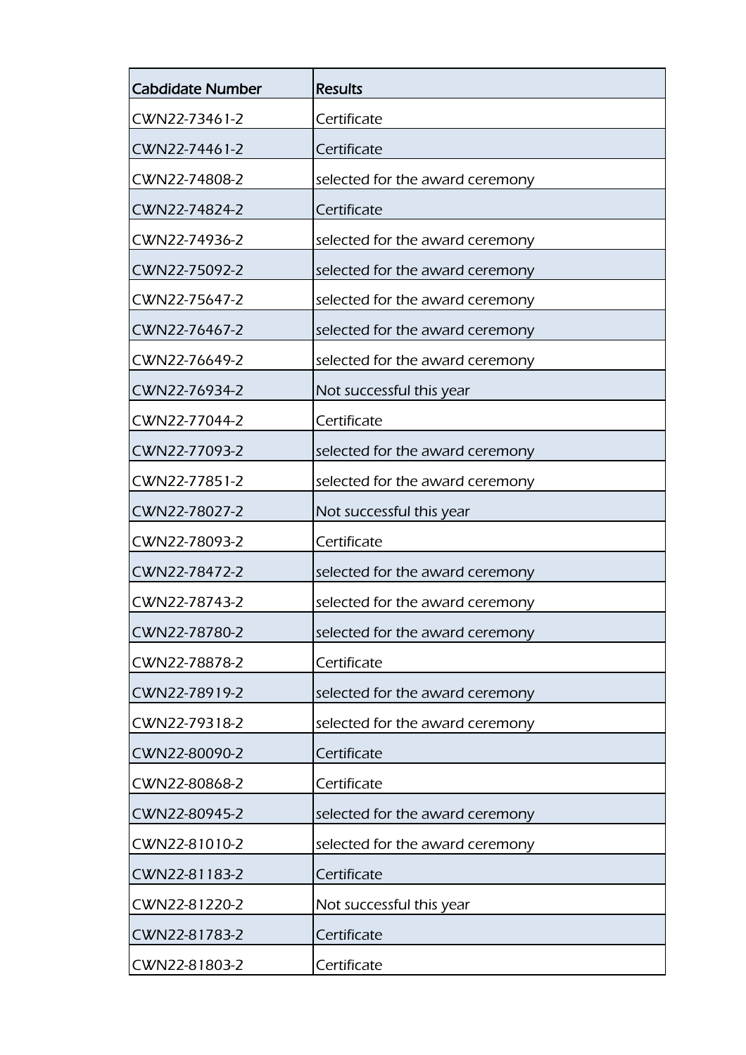| Cabdidate Number | Results |
| --- | --- |
| CWN22-73461-2 | Certificate |
| CWN22-74461-2 | Certificate |
| CWN22-74808-2 | selected for the award ceremony |
| CWN22-74824-2 | Certificate |
| CWN22-74936-2 | selected for the award ceremony |
| CWN22-75092-2 | selected for the award ceremony |
| CWN22-75647-2 | selected for the award ceremony |
| CWN22-76467-2 | selected for the award ceremony |
| CWN22-76649-2 | selected for the award ceremony |
| CWN22-76934-2 | Not successful this year |
| CWN22-77044-2 | Certificate |
| CWN22-77093-2 | selected for the award ceremony |
| CWN22-77851-2 | selected for the award ceremony |
| CWN22-78027-2 | Not successful this year |
| CWN22-78093-2 | Certificate |
| CWN22-78472-2 | selected for the award ceremony |
| CWN22-78743-2 | selected for the award ceremony |
| CWN22-78780-2 | selected for the award ceremony |
| CWN22-78878-2 | Certificate |
| CWN22-78919-2 | selected for the award ceremony |
| CWN22-79318-2 | selected for the award ceremony |
| CWN22-80090-2 | Certificate |
| CWN22-80868-2 | Certificate |
| CWN22-80945-2 | selected for the award ceremony |
| CWN22-81010-2 | selected for the award ceremony |
| CWN22-81183-2 | Certificate |
| CWN22-81220-2 | Not successful this year |
| CWN22-81783-2 | Certificate |
| CWN22-81803-2 | Certificate |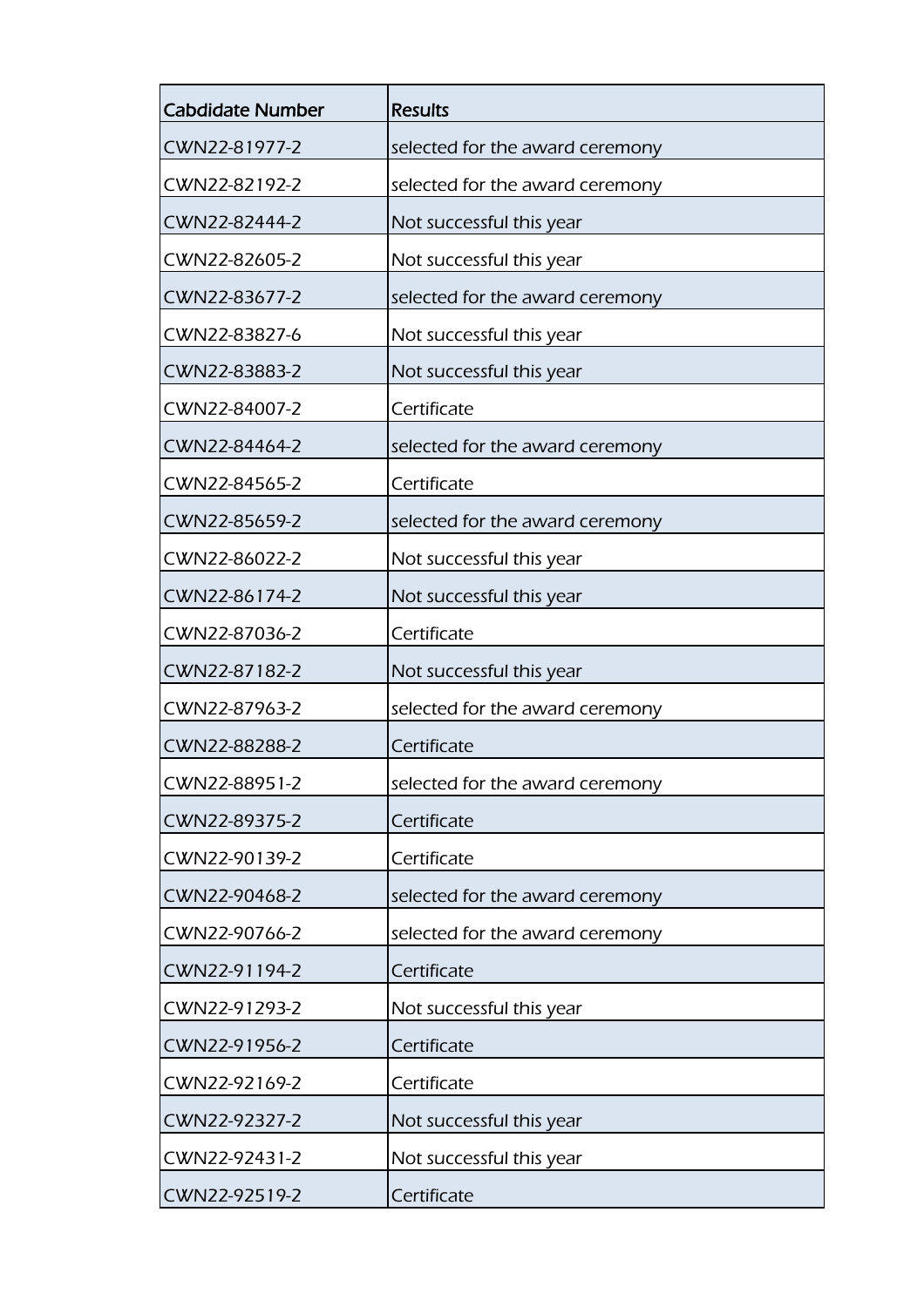| Cabdidate Number | Results |
| --- | --- |
| CWN22-81977-2 | selected for the award ceremony |
| CWN22-82192-2 | selected for the award ceremony |
| CWN22-82444-2 | Not successful this year |
| CWN22-82605-2 | Not successful this year |
| CWN22-83677-2 | selected for the award ceremony |
| CWN22-83827-6 | Not successful this year |
| CWN22-83883-2 | Not successful this year |
| CWN22-84007-2 | Certificate |
| CWN22-84464-2 | selected for the award ceremony |
| CWN22-84565-2 | Certificate |
| CWN22-85659-2 | selected for the award ceremony |
| CWN22-86022-2 | Not successful this year |
| CWN22-86174-2 | Not successful this year |
| CWN22-87036-2 | Certificate |
| CWN22-87182-2 | Not successful this year |
| CWN22-87963-2 | selected for the award ceremony |
| CWN22-88288-2 | Certificate |
| CWN22-88951-2 | selected for the award ceremony |
| CWN22-89375-2 | Certificate |
| CWN22-90139-2 | Certificate |
| CWN22-90468-2 | selected for the award ceremony |
| CWN22-90766-2 | selected for the award ceremony |
| CWN22-91194-2 | Certificate |
| CWN22-91293-2 | Not successful this year |
| CWN22-91956-2 | Certificate |
| CWN22-92169-2 | Certificate |
| CWN22-92327-2 | Not successful this year |
| CWN22-92431-2 | Not successful this year |
| CWN22-92519-2 | Certificate |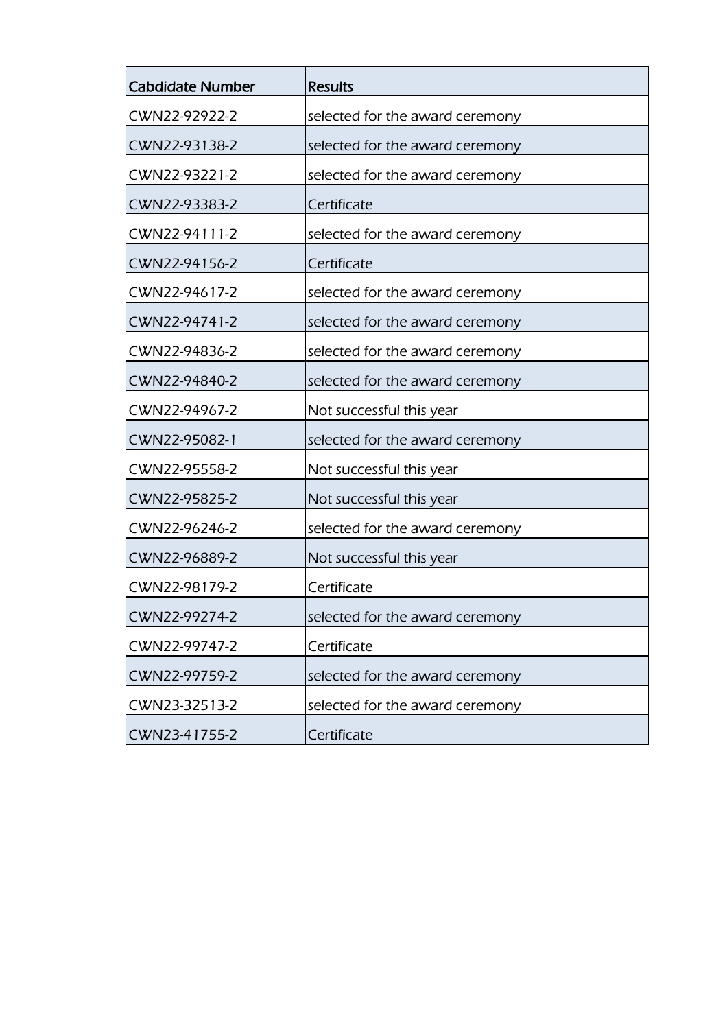| Cabdidate Number | Results |
|---|---|
| CWN22-92922-2 | selected for the award ceremony |
| CWN22-93138-2 | selected for the award ceremony |
| CWN22-93221-2 | selected for the award ceremony |
| CWN22-93383-2 | Certificate |
| CWN22-94111-2 | selected for the award ceremony |
| CWN22-94156-2 | Certificate |
| CWN22-94617-2 | selected for the award ceremony |
| CWN22-94741-2 | selected for the award ceremony |
| CWN22-94836-2 | selected for the award ceremony |
| CWN22-94840-2 | selected for the award ceremony |
| CWN22-94967-2 | Not successful this year |
| CWN22-95082-1 | selected for the award ceremony |
| CWN22-95558-2 | Not successful this year |
| CWN22-95825-2 | Not successful this year |
| CWN22-96246-2 | selected for the award ceremony |
| CWN22-96889-2 | Not successful this year |
| CWN22-98179-2 | Certificate |
| CWN22-99274-2 | selected for the award ceremony |
| CWN22-99747-2 | Certificate |
| CWN22-99759-2 | selected for the award ceremony |
| CWN23-32513-2 | selected for the award ceremony |
| CWN23-41755-2 | Certificate |